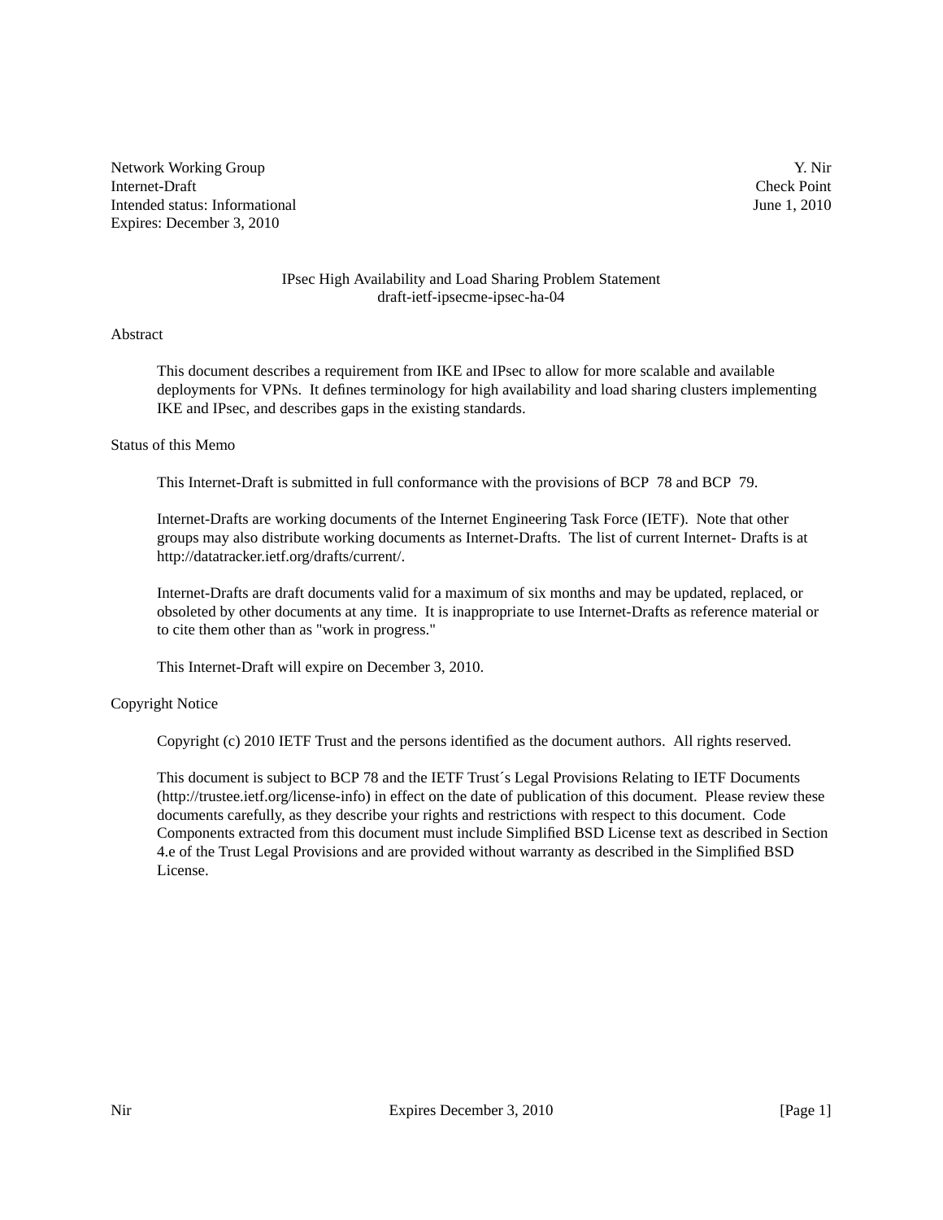Network Working Group  
Internet-Draft  
Intended status: Informational  
Expires: December 3, 2010

Y. Nir  
Check Point  
June 1, 2010

# IPsec High Availability and Load Sharing Problem Statement
draft-ietf-ipsecme-ipsec-ha-04

## Abstract

This document describes a requirement from IKE and IPsec to allow for more scalable and available deployments for VPNs. It defines terminology for high availability and load sharing clusters implementing IKE and IPsec, and describes gaps in the existing standards.

## Status of this Memo

This Internet-Draft is submitted in full conformance with the provisions of BCP 78 and BCP 79.

Internet-Drafts are working documents of the Internet Engineering Task Force (IETF). Note that other groups may also distribute working documents as Internet-Drafts. The list of current Internet- Drafts is at http://datatracker.ietf.org/drafts/current/.

Internet-Drafts are draft documents valid for a maximum of six months and may be updated, replaced, or obsoleted by other documents at any time. It is inappropriate to use Internet-Drafts as reference material or to cite them other than as "work in progress."

This Internet-Draft will expire on December 3, 2010.

## Copyright Notice

Copyright (c) 2010 IETF Trust and the persons identified as the document authors. All rights reserved.

This document is subject to BCP 78 and the IETF Trust´s Legal Provisions Relating to IETF Documents (http://trustee.ietf.org/license-info) in effect on the date of publication of this document. Please review these documents carefully, as they describe your rights and restrictions with respect to this document. Code Components extracted from this document must include Simplified BSD License text as described in Section 4.e of the Trust Legal Provisions and are provided without warranty as described in the Simplified BSD License.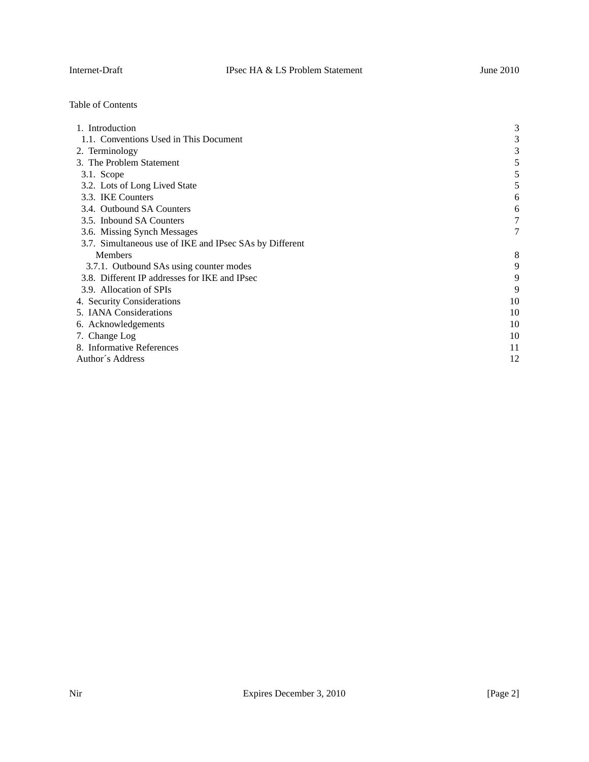Table of Contents

- 1. Introduction — 3
  - 1.1. Conventions Used in This Document — 3
- 2. Terminology — 3
- 3. The Problem Statement — 5
  - 3.1. Scope — 5
  - 3.2. Lots of Long Lived State — 5
  - 3.3. IKE Counters — 6
  - 3.4. Outbound SA Counters — 6
  - 3.5. Inbound SA Counters — 7
  - 3.6. Missing Synch Messages — 7
  - 3.7. Simultaneous use of IKE and IPsec SAs by Different Members — 8
    - 3.7.1. Outbound SAs using counter modes — 9
  - 3.8. Different IP addresses for IKE and IPsec — 9
  - 3.9. Allocation of SPIs — 9
- 4. Security Considerations — 10
- 5. IANA Considerations — 10
- 6. Acknowledgements — 10
- 7. Change Log — 10
- 8. Informative References — 11
- Author´s Address — 12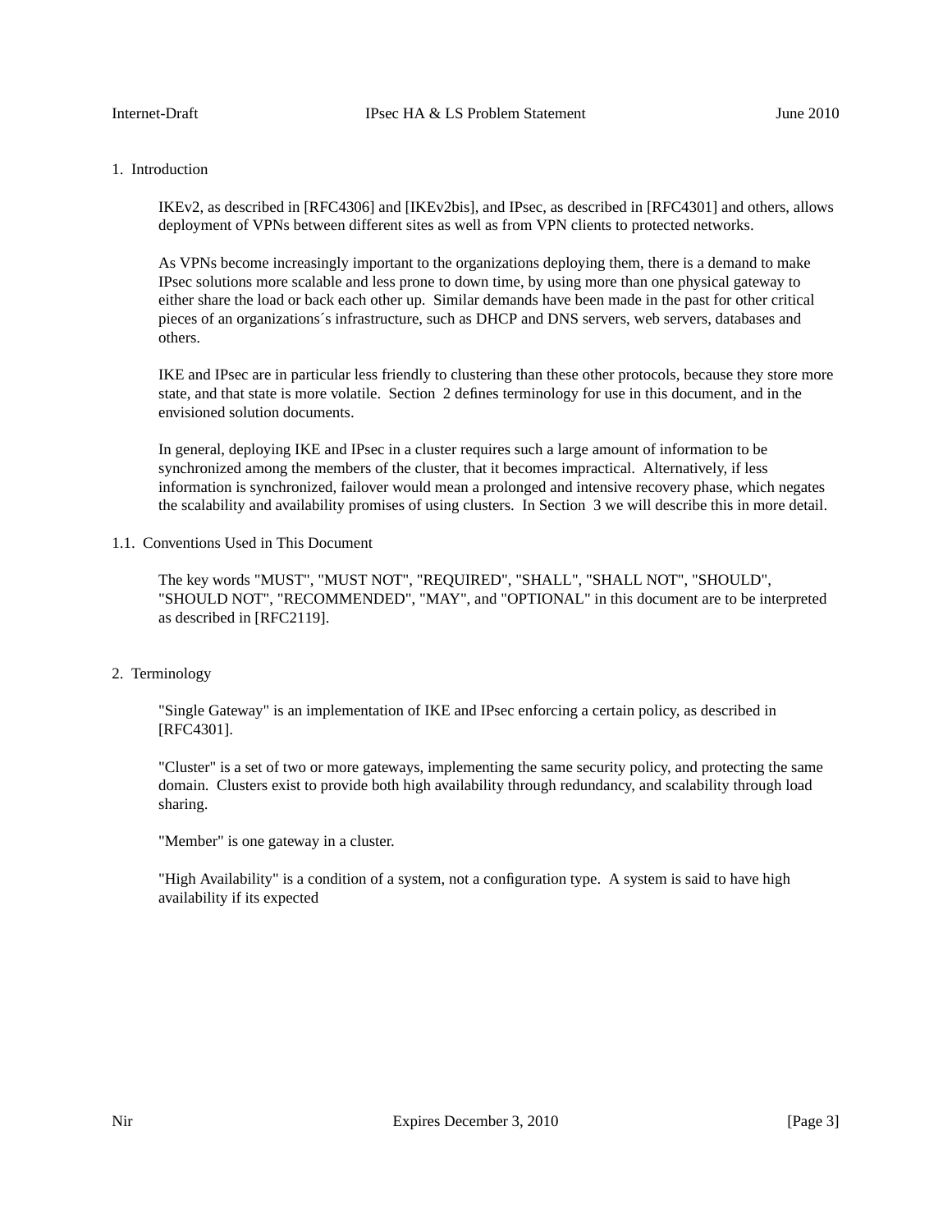# 1. Introduction

IKEv2, as described in [RFC4306] and [IKEv2bis], and IPsec, as described in [RFC4301] and others, allows deployment of VPNs between different sites as well as from VPN clients to protected networks.

As VPNs become increasingly important to the organizations deploying them, there is a demand to make IPsec solutions more scalable and less prone to down time, by using more than one physical gateway to either share the load or back each other up. Similar demands have been made in the past for other critical pieces of an organizations´s infrastructure, such as DHCP and DNS servers, web servers, databases and others.

IKE and IPsec are in particular less friendly to clustering than these other protocols, because they store more state, and that state is more volatile. Section 2 defines terminology for use in this document, and in the envisioned solution documents.

In general, deploying IKE and IPsec in a cluster requires such a large amount of information to be synchronized among the members of the cluster, that it becomes impractical. Alternatively, if less information is synchronized, failover would mean a prolonged and intensive recovery phase, which negates the scalability and availability promises of using clusters. In Section 3 we will describe this in more detail.

## 1.1. Conventions Used in This Document

The key words "MUST", "MUST NOT", "REQUIRED", "SHALL", "SHALL NOT", "SHOULD", "SHOULD NOT", "RECOMMENDED", "MAY", and "OPTIONAL" in this document are to be interpreted as described in [RFC2119].

# 2. Terminology

"Single Gateway" is an implementation of IKE and IPsec enforcing a certain policy, as described in [RFC4301].

"Cluster" is a set of two or more gateways, implementing the same security policy, and protecting the same domain. Clusters exist to provide both high availability through redundancy, and scalability through load sharing.

"Member" is one gateway in a cluster.

"High Availability" is a condition of a system, not a configuration type. A system is said to have high availability if its expected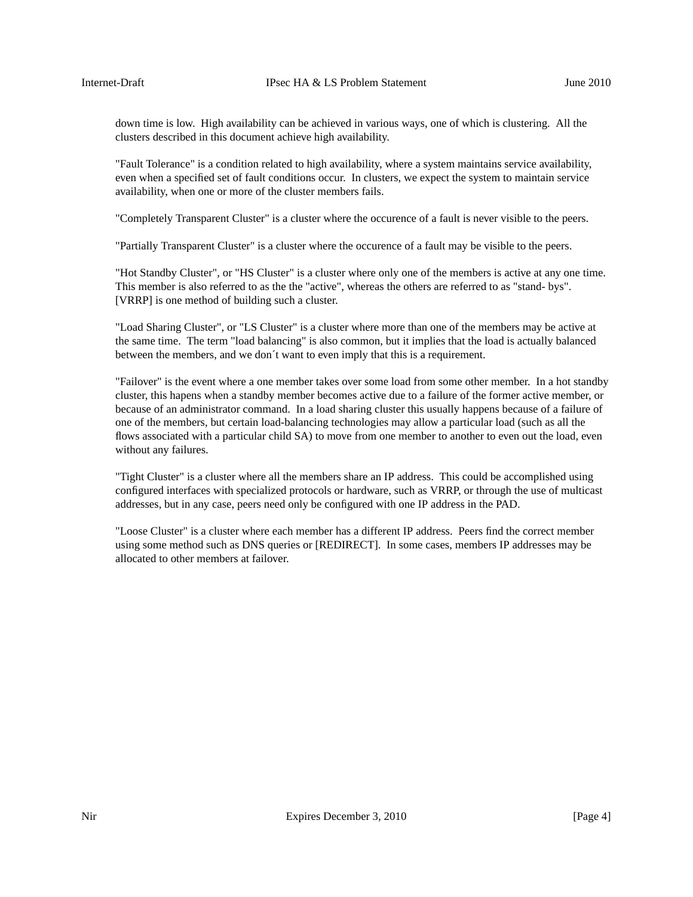down time is low. High availability can be achieved in various ways, one of which is clustering. All the clusters described in this document achieve high availability.

"Fault Tolerance" is a condition related to high availability, where a system maintains service availability, even when a specified set of fault conditions occur. In clusters, we expect the system to maintain service availability, when one or more of the cluster members fails.

"Completely Transparent Cluster" is a cluster where the occurence of a fault is never visible to the peers.

"Partially Transparent Cluster" is a cluster where the occurence of a fault may be visible to the peers.

"Hot Standby Cluster", or "HS Cluster" is a cluster where only one of the members is active at any one time. This member is also referred to as the the "active", whereas the others are referred to as "stand- bys". [VRRP] is one method of building such a cluster.

"Load Sharing Cluster", or "LS Cluster" is a cluster where more than one of the members may be active at the same time. The term "load balancing" is also common, but it implies that the load is actually balanced between the members, and we don´t want to even imply that this is a requirement.

"Failover" is the event where a one member takes over some load from some other member. In a hot standby cluster, this hapens when a standby member becomes active due to a failure of the former active member, or because of an administrator command. In a load sharing cluster this usually happens because of a failure of one of the members, but certain load-balancing technologies may allow a particular load (such as all the flows associated with a particular child SA) to move from one member to another to even out the load, even without any failures.

"Tight Cluster" is a cluster where all the members share an IP address. This could be accomplished using configured interfaces with specialized protocols or hardware, such as VRRP, or through the use of multicast addresses, but in any case, peers need only be configured with one IP address in the PAD.

"Loose Cluster" is a cluster where each member has a different IP address. Peers find the correct member using some method such as DNS queries or [REDIRECT]. In some cases, members IP addresses may be allocated to other members at failover.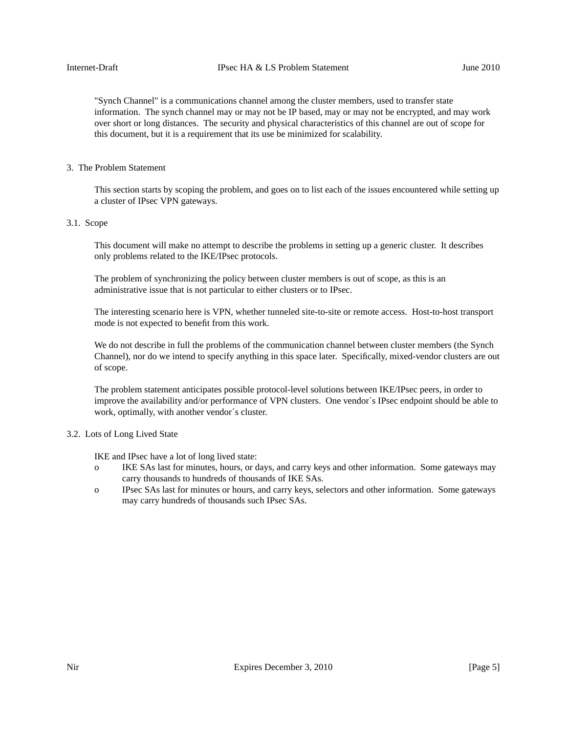"Synch Channel" is a communications channel among the cluster members, used to transfer state information. The synch channel may or may not be IP based, may or may not be encrypted, and may work over short or long distances. The security and physical characteristics of this channel are out of scope for this document, but it is a requirement that its use be minimized for scalability.

## 3. The Problem Statement

This section starts by scoping the problem, and goes on to list each of the issues encountered while setting up a cluster of IPsec VPN gateways.

### 3.1. Scope

This document will make no attempt to describe the problems in setting up a generic cluster. It describes only problems related to the IKE/IPsec protocols.

The problem of synchronizing the policy between cluster members is out of scope, as this is an administrative issue that is not particular to either clusters or to IPsec.

The interesting scenario here is VPN, whether tunneled site-to-site or remote access. Host-to-host transport mode is not expected to benefit from this work.

We do not describe in full the problems of the communication channel between cluster members (the Synch Channel), nor do we intend to specify anything in this space later. Specifically, mixed-vendor clusters are out of scope.

The problem statement anticipates possible protocol-level solutions between IKE/IPsec peers, in order to improve the availability and/or performance of VPN clusters. One vendor´s IPsec endpoint should be able to work, optimally, with another vendor´s cluster.

### 3.2. Lots of Long Lived State

IKE and IPsec have a lot of long lived state:

- IKE SAs last for minutes, hours, or days, and carry keys and other information. Some gateways may carry thousands to hundreds of thousands of IKE SAs.
- IPsec SAs last for minutes or hours, and carry keys, selectors and other information. Some gateways may carry hundreds of thousands such IPsec SAs.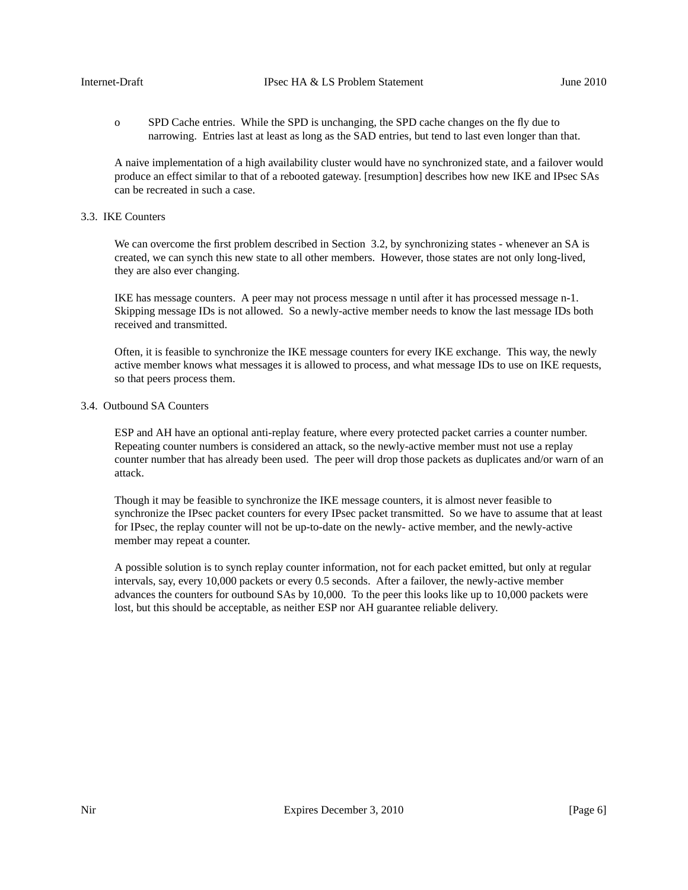- SPD Cache entries. While the SPD is unchanging, the SPD cache changes on the fly due to narrowing. Entries last at least as long as the SAD entries, but tend to last even longer than that.

A naive implementation of a high availability cluster would have no synchronized state, and a failover would produce an effect similar to that of a rebooted gateway. [resumption] describes how new IKE and IPsec SAs can be recreated in such a case.

## 3.3. IKE Counters

We can overcome the first problem described in Section 3.2, by synchronizing states - whenever an SA is created, we can synch this new state to all other members. However, those states are not only long-lived, they are also ever changing.

IKE has message counters. A peer may not process message n until after it has processed message n-1. Skipping message IDs is not allowed. So a newly-active member needs to know the last message IDs both received and transmitted.

Often, it is feasible to synchronize the IKE message counters for every IKE exchange. This way, the newly active member knows what messages it is allowed to process, and what message IDs to use on IKE requests, so that peers process them.

## 3.4. Outbound SA Counters

ESP and AH have an optional anti-replay feature, where every protected packet carries a counter number. Repeating counter numbers is considered an attack, so the newly-active member must not use a replay counter number that has already been used. The peer will drop those packets as duplicates and/or warn of an attack.

Though it may be feasible to synchronize the IKE message counters, it is almost never feasible to synchronize the IPsec packet counters for every IPsec packet transmitted. So we have to assume that at least for IPsec, the replay counter will not be up-to-date on the newly- active member, and the newly-active member may repeat a counter.

A possible solution is to synch replay counter information, not for each packet emitted, but only at regular intervals, say, every 10,000 packets or every 0.5 seconds. After a failover, the newly-active member advances the counters for outbound SAs by 10,000. To the peer this looks like up to 10,000 packets were lost, but this should be acceptable, as neither ESP nor AH guarantee reliable delivery.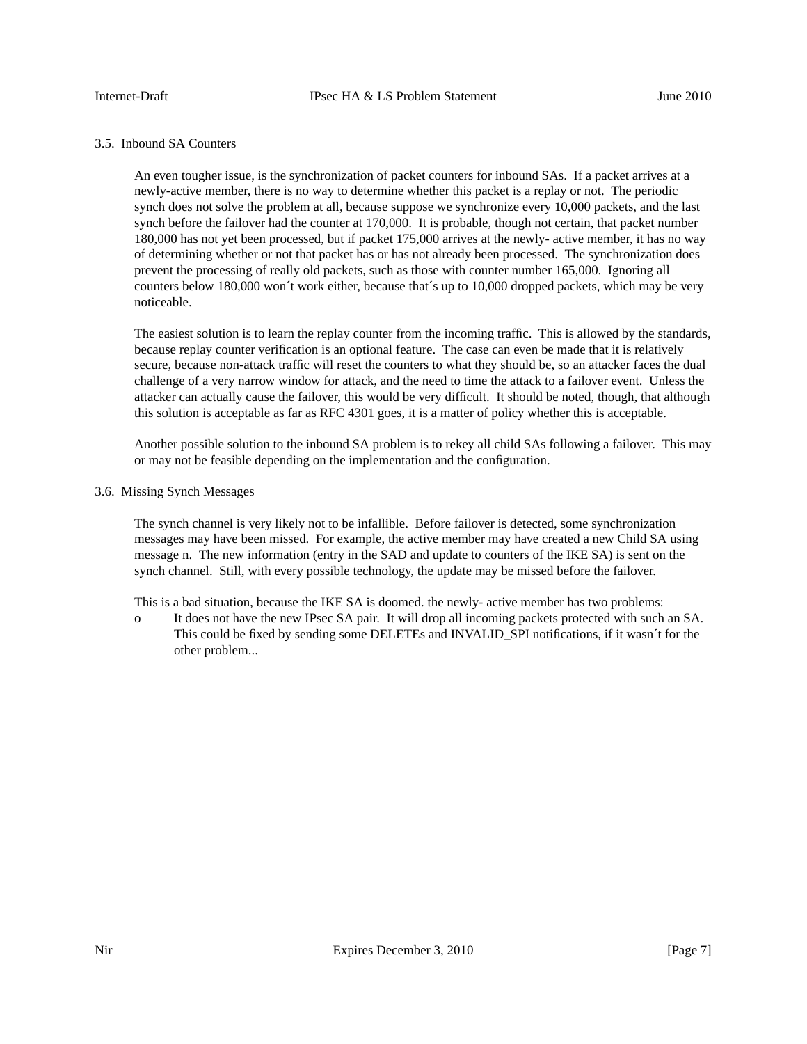### 3.5. Inbound SA Counters

An even tougher issue, is the synchronization of packet counters for inbound SAs. If a packet arrives at a newly-active member, there is no way to determine whether this packet is a replay or not. The periodic synch does not solve the problem at all, because suppose we synchronize every 10,000 packets, and the last synch before the failover had the counter at 170,000. It is probable, though not certain, that packet number 180,000 has not yet been processed, but if packet 175,000 arrives at the newly- active member, it has no way of determining whether or not that packet has or has not already been processed. The synchronization does prevent the processing of really old packets, such as those with counter number 165,000. Ignoring all counters below 180,000 won´t work either, because that´s up to 10,000 dropped packets, which may be very noticeable.

The easiest solution is to learn the replay counter from the incoming traffic. This is allowed by the standards, because replay counter verification is an optional feature. The case can even be made that it is relatively secure, because non-attack traffic will reset the counters to what they should be, so an attacker faces the dual challenge of a very narrow window for attack, and the need to time the attack to a failover event. Unless the attacker can actually cause the failover, this would be very difficult. It should be noted, though, that although this solution is acceptable as far as RFC 4301 goes, it is a matter of policy whether this is acceptable.

Another possible solution to the inbound SA problem is to rekey all child SAs following a failover. This may or may not be feasible depending on the implementation and the configuration.

### 3.6. Missing Synch Messages

The synch channel is very likely not to be infallible. Before failover is detected, some synchronization messages may have been missed. For example, the active member may have created a new Child SA using message n. The new information (entry in the SAD and update to counters of the IKE SA) is sent on the synch channel. Still, with every possible technology, the update may be missed before the failover.

This is a bad situation, because the IKE SA is doomed. the newly- active member has two problems:

- It does not have the new IPsec SA pair. It will drop all incoming packets protected with such an SA. This could be fixed by sending some DELETEs and INVALID_SPI notifications, if it wasn´t for the other problem...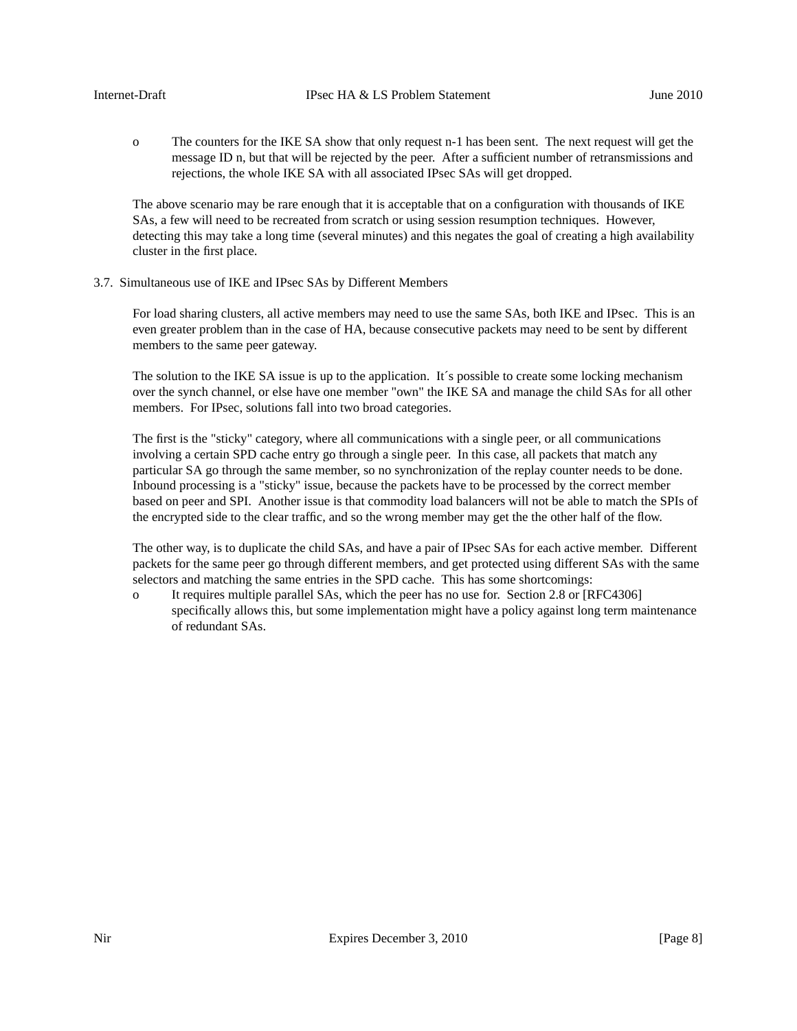- The counters for the IKE SA show that only request n-1 has been sent. The next request will get the message ID n, but that will be rejected by the peer. After a sufficient number of retransmissions and rejections, the whole IKE SA with all associated IPsec SAs will get dropped.

The above scenario may be rare enough that it is acceptable that on a configuration with thousands of IKE SAs, a few will need to be recreated from scratch or using session resumption techniques. However, detecting this may take a long time (several minutes) and this negates the goal of creating a high availability cluster in the first place.

### 3.7. Simultaneous use of IKE and IPsec SAs by Different Members

For load sharing clusters, all active members may need to use the same SAs, both IKE and IPsec. This is an even greater problem than in the case of HA, because consecutive packets may need to be sent by different members to the same peer gateway.

The solution to the IKE SA issue is up to the application. It´s possible to create some locking mechanism over the synch channel, or else have one member "own" the IKE SA and manage the child SAs for all other members. For IPsec, solutions fall into two broad categories.

The first is the "sticky" category, where all communications with a single peer, or all communications involving a certain SPD cache entry go through a single peer. In this case, all packets that match any particular SA go through the same member, so no synchronization of the replay counter needs to be done. Inbound processing is a "sticky" issue, because the packets have to be processed by the correct member based on peer and SPI. Another issue is that commodity load balancers will not be able to match the SPIs of the encrypted side to the clear traffic, and so the wrong member may get the the other half of the flow.

The other way, is to duplicate the child SAs, and have a pair of IPsec SAs for each active member. Different packets for the same peer go through different members, and get protected using different SAs with the same selectors and matching the same entries in the SPD cache. This has some shortcomings:

- It requires multiple parallel SAs, which the peer has no use for. Section 2.8 or [RFC4306] specifically allows this, but some implementation might have a policy against long term maintenance of redundant SAs.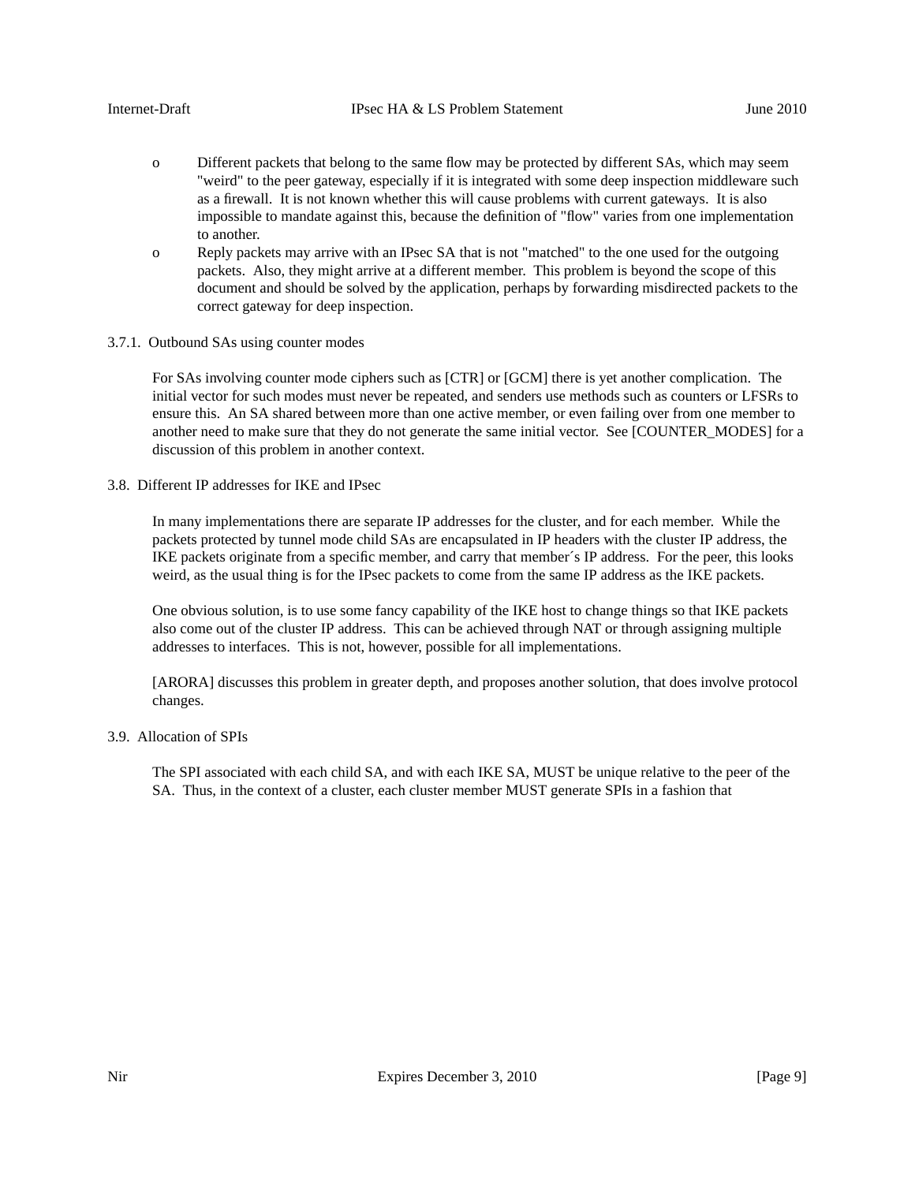- Different packets that belong to the same flow may be protected by different SAs, which may seem "weird" to the peer gateway, especially if it is integrated with some deep inspection middleware such as a firewall. It is not known whether this will cause problems with current gateways. It is also impossible to mandate against this, because the definition of "flow" varies from one implementation to another.
- Reply packets may arrive with an IPsec SA that is not "matched" to the one used for the outgoing packets. Also, they might arrive at a different member. This problem is beyond the scope of this document and should be solved by the application, perhaps by forwarding misdirected packets to the correct gateway for deep inspection.

### 3.7.1. Outbound SAs using counter modes

For SAs involving counter mode ciphers such as [CTR] or [GCM] there is yet another complication. The initial vector for such modes must never be repeated, and senders use methods such as counters or LFSRs to ensure this. An SA shared between more than one active member, or even failing over from one member to another need to make sure that they do not generate the same initial vector. See [COUNTER_MODES] for a discussion of this problem in another context.

## 3.8. Different IP addresses for IKE and IPsec

In many implementations there are separate IP addresses for the cluster, and for each member. While the packets protected by tunnel mode child SAs are encapsulated in IP headers with the cluster IP address, the IKE packets originate from a specific member, and carry that member´s IP address. For the peer, this looks weird, as the usual thing is for the IPsec packets to come from the same IP address as the IKE packets.

One obvious solution, is to use some fancy capability of the IKE host to change things so that IKE packets also come out of the cluster IP address. This can be achieved through NAT or through assigning multiple addresses to interfaces. This is not, however, possible for all implementations.

[ARORA] discusses this problem in greater depth, and proposes another solution, that does involve protocol changes.

## 3.9. Allocation of SPIs

The SPI associated with each child SA, and with each IKE SA, MUST be unique relative to the peer of the SA. Thus, in the context of a cluster, each cluster member MUST generate SPIs in a fashion that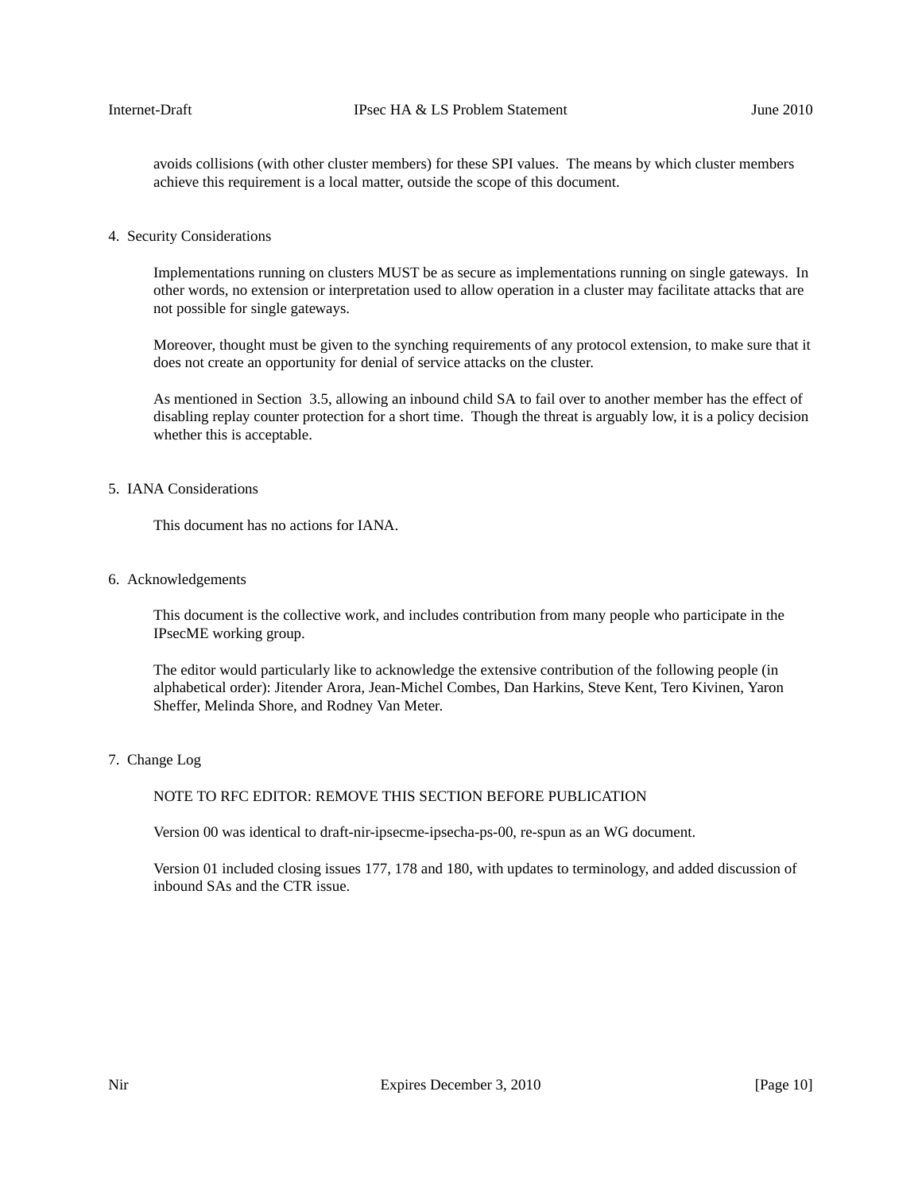avoids collisions (with other cluster members) for these SPI values. The means by which cluster members achieve this requirement is a local matter, outside the scope of this document.

## 4. Security Considerations

Implementations running on clusters MUST be as secure as implementations running on single gateways. In other words, no extension or interpretation used to allow operation in a cluster may facilitate attacks that are not possible for single gateways.

Moreover, thought must be given to the synching requirements of any protocol extension, to make sure that it does not create an opportunity for denial of service attacks on the cluster.

As mentioned in Section 3.5, allowing an inbound child SA to fail over to another member has the effect of disabling replay counter protection for a short time. Though the threat is arguably low, it is a policy decision whether this is acceptable.

## 5. IANA Considerations

This document has no actions for IANA.

## 6. Acknowledgements

This document is the collective work, and includes contribution from many people who participate in the IPsecME working group.

The editor would particularly like to acknowledge the extensive contribution of the following people (in alphabetical order): Jitender Arora, Jean-Michel Combes, Dan Harkins, Steve Kent, Tero Kivinen, Yaron Sheffer, Melinda Shore, and Rodney Van Meter.

## 7. Change Log

NOTE TO RFC EDITOR: REMOVE THIS SECTION BEFORE PUBLICATION

Version 00 was identical to draft-nir-ipsecme-ipsecha-ps-00, re-spun as an WG document.

Version 01 included closing issues 177, 178 and 180, with updates to terminology, and added discussion of inbound SAs and the CTR issue.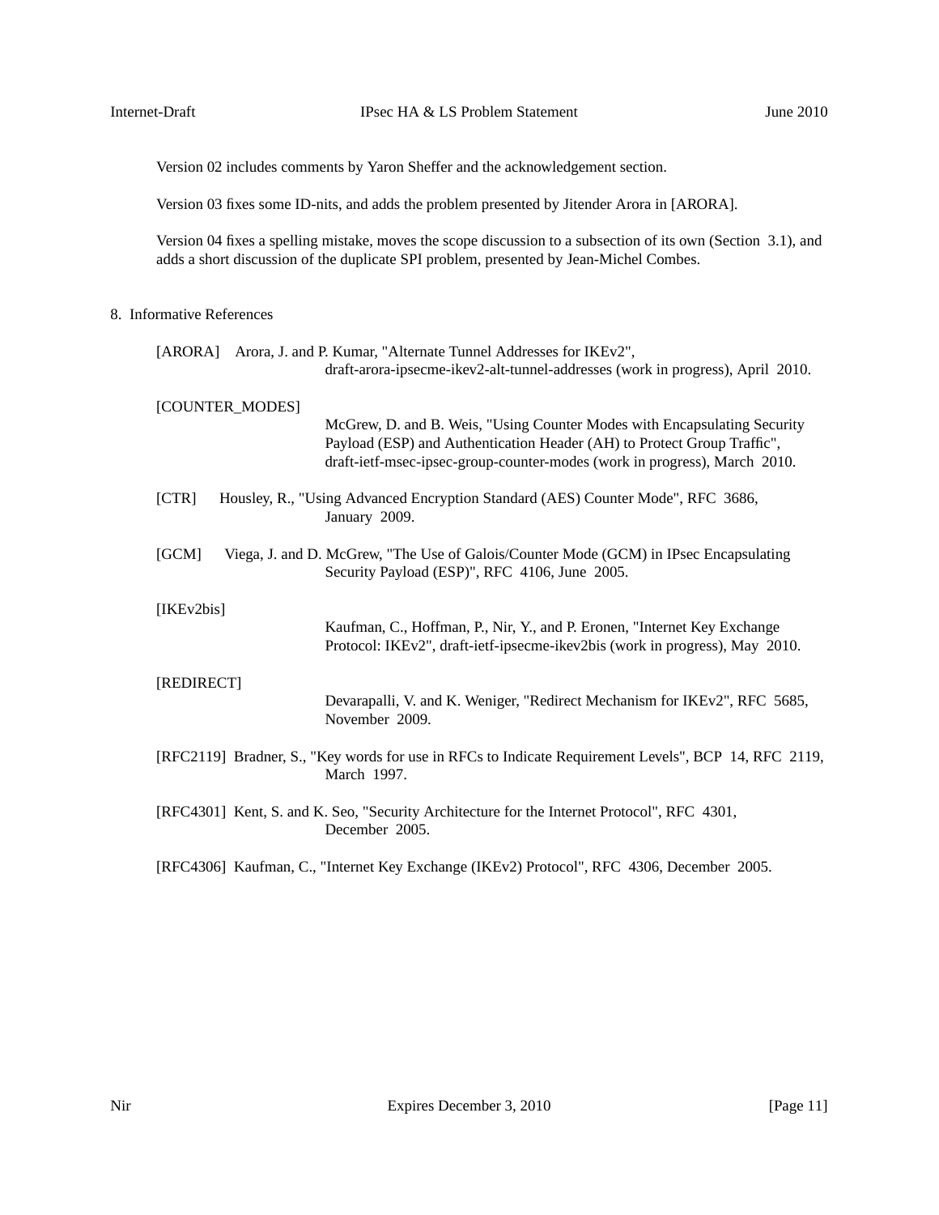Version 02 includes comments by Yaron Sheffer and the acknowledgement section.

Version 03 fixes some ID-nits, and adds the problem presented by Jitender Arora in [ARORA].

Version 04 fixes a spelling mistake, moves the scope discussion to a subsection of its own (Section 3.1), and adds a short discussion of the duplicate SPI problem, presented by Jean-Michel Combes.

## 8. Informative References

[ARORA] Arora, J. and P. Kumar, "Alternate Tunnel Addresses for IKEv2", draft-arora-ipsecme-ikev2-alt-tunnel-addresses (work in progress), April 2010.

[COUNTER_MODES] McGrew, D. and B. Weis, "Using Counter Modes with Encapsulating Security Payload (ESP) and Authentication Header (AH) to Protect Group Traffic", draft-ietf-msec-ipsec-group-counter-modes (work in progress), March 2010.

[CTR] Housley, R., "Using Advanced Encryption Standard (AES) Counter Mode", RFC 3686, January 2009.

[GCM] Viega, J. and D. McGrew, "The Use of Galois/Counter Mode (GCM) in IPsec Encapsulating Security Payload (ESP)", RFC 4106, June 2005.

[IKEv2bis] Kaufman, C., Hoffman, P., Nir, Y., and P. Eronen, "Internet Key Exchange Protocol: IKEv2", draft-ietf-ipsecme-ikev2bis (work in progress), May 2010.

[REDIRECT] Devarapalli, V. and K. Weniger, "Redirect Mechanism for IKEv2", RFC 5685, November 2009.

[RFC2119] Bradner, S., "Key words for use in RFCs to Indicate Requirement Levels", BCP 14, RFC 2119, March 1997.

[RFC4301] Kent, S. and K. Seo, "Security Architecture for the Internet Protocol", RFC 4301, December 2005.

[RFC4306] Kaufman, C., "Internet Key Exchange (IKEv2) Protocol", RFC 4306, December 2005.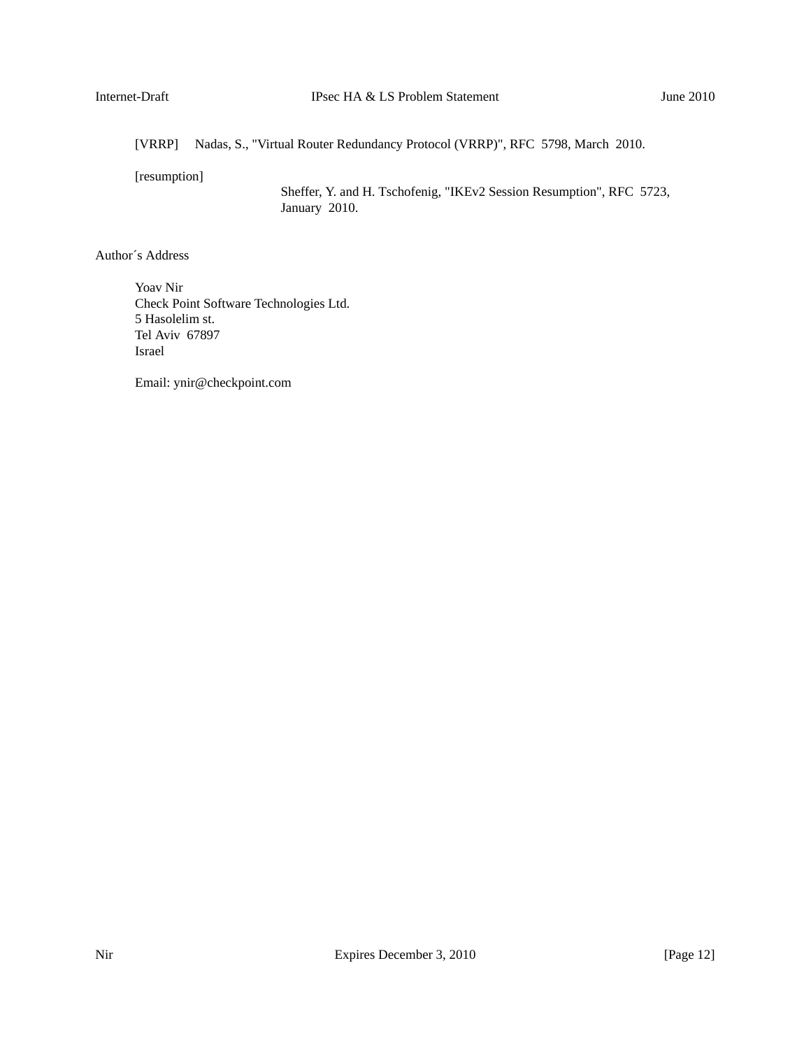[VRRP] Nadas, S., "Virtual Router Redundancy Protocol (VRRP)", RFC 5798, March 2010.

[resumption] Sheffer, Y. and H. Tschofenig, "IKEv2 Session Resumption", RFC 5723, January 2010.

## Author´s Address

Yoav Nir
Check Point Software Technologies Ltd.
5 Hasolelim st.
Tel Aviv 67897
Israel

Email: ynir@checkpoint.com